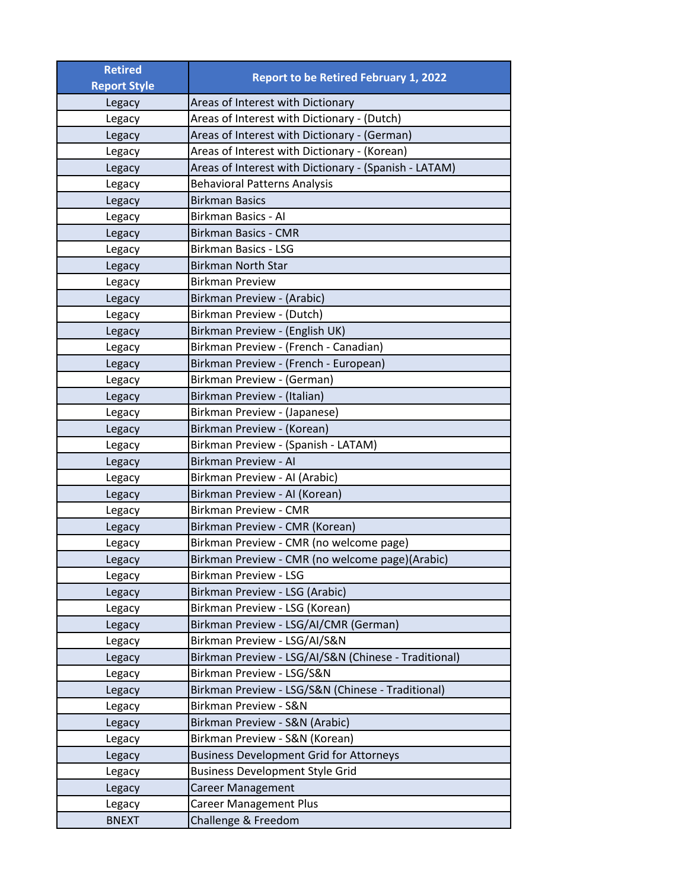| Retired Report Style | Report to be Retired February 1, 2022 |
| --- | --- |
| Legacy | Areas of Interest with Dictionary |
| Legacy | Areas of Interest with Dictionary - (Dutch) |
| Legacy | Areas of Interest with Dictionary - (German) |
| Legacy | Areas of Interest with Dictionary - (Korean) |
| Legacy | Areas of Interest with Dictionary - (Spanish - LATAM) |
| Legacy | Behavioral Patterns Analysis |
| Legacy | Birkman Basics |
| Legacy | Birkman Basics - AI |
| Legacy | Birkman Basics - CMR |
| Legacy | Birkman Basics - LSG |
| Legacy | Birkman North Star |
| Legacy | Birkman Preview |
| Legacy | Birkman Preview - (Arabic) |
| Legacy | Birkman Preview - (Dutch) |
| Legacy | Birkman Preview - (English UK) |
| Legacy | Birkman Preview - (French - Canadian) |
| Legacy | Birkman Preview - (French - European) |
| Legacy | Birkman Preview - (German) |
| Legacy | Birkman Preview - (Italian) |
| Legacy | Birkman Preview - (Japanese) |
| Legacy | Birkman Preview - (Korean) |
| Legacy | Birkman Preview - (Spanish - LATAM) |
| Legacy | Birkman Preview - AI |
| Legacy | Birkman Preview - AI (Arabic) |
| Legacy | Birkman Preview - AI (Korean) |
| Legacy | Birkman Preview - CMR |
| Legacy | Birkman Preview - CMR (Korean) |
| Legacy | Birkman Preview - CMR (no welcome page) |
| Legacy | Birkman Preview - CMR (no welcome page)(Arabic) |
| Legacy | Birkman Preview - LSG |
| Legacy | Birkman Preview - LSG (Arabic) |
| Legacy | Birkman Preview - LSG (Korean) |
| Legacy | Birkman Preview - LSG/AI/CMR (German) |
| Legacy | Birkman Preview - LSG/AI/S&N |
| Legacy | Birkman Preview - LSG/AI/S&N (Chinese - Traditional) |
| Legacy | Birkman Preview - LSG/S&N |
| Legacy | Birkman Preview - LSG/S&N (Chinese - Traditional) |
| Legacy | Birkman Preview - S&N |
| Legacy | Birkman Preview - S&N (Arabic) |
| Legacy | Birkman Preview - S&N (Korean) |
| Legacy | Business Development Grid for Attorneys |
| Legacy | Business Development Style Grid |
| Legacy | Career Management |
| Legacy | Career Management Plus |
| BNEXT | Challenge & Freedom |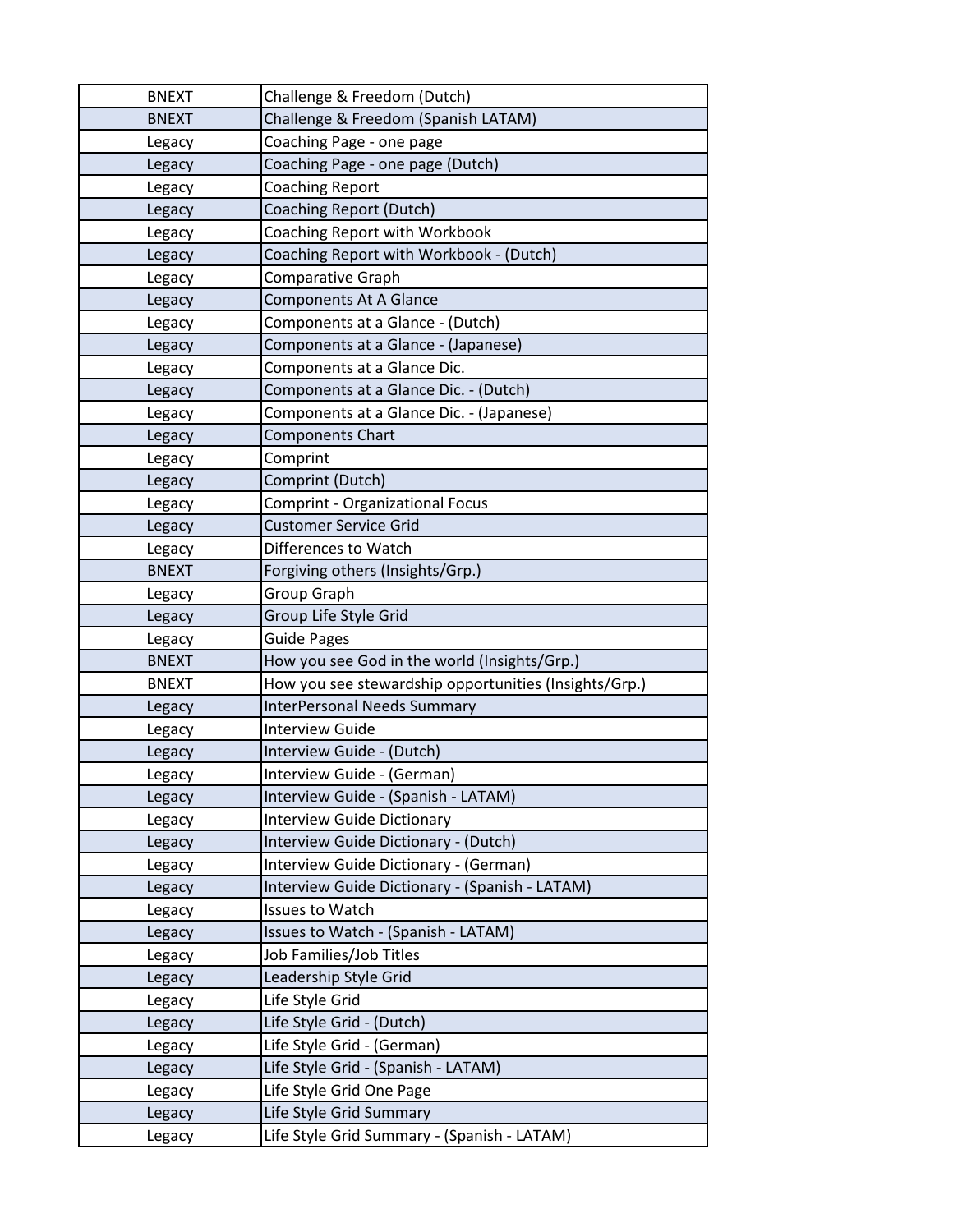| | |
|---|---|
| BNEXT | Challenge & Freedom (Dutch) |
| BNEXT | Challenge & Freedom (Spanish LATAM) |
| Legacy | Coaching Page - one page |
| Legacy | Coaching Page - one page (Dutch) |
| Legacy | Coaching Report |
| Legacy | Coaching Report (Dutch) |
| Legacy | Coaching Report with Workbook |
| Legacy | Coaching Report with Workbook - (Dutch) |
| Legacy | Comparative Graph |
| Legacy | Components At A Glance |
| Legacy | Components at a Glance - (Dutch) |
| Legacy | Components at a Glance - (Japanese) |
| Legacy | Components at a Glance Dic. |
| Legacy | Components at a Glance Dic. - (Dutch) |
| Legacy | Components at a Glance Dic. - (Japanese) |
| Legacy | Components Chart |
| Legacy | Comprint |
| Legacy | Comprint (Dutch) |
| Legacy | Comprint - Organizational Focus |
| Legacy | Customer Service Grid |
| Legacy | Differences to Watch |
| BNEXT | Forgiving others (Insights/Grp.) |
| Legacy | Group Graph |
| Legacy | Group Life Style Grid |
| Legacy | Guide Pages |
| BNEXT | How you see God in the world (Insights/Grp.) |
| BNEXT | How you see stewardship opportunities (Insights/Grp.) |
| Legacy | InterPersonal Needs Summary |
| Legacy | Interview Guide |
| Legacy | Interview Guide - (Dutch) |
| Legacy | Interview Guide - (German) |
| Legacy | Interview Guide - (Spanish - LATAM) |
| Legacy | Interview Guide Dictionary |
| Legacy | Interview Guide Dictionary - (Dutch) |
| Legacy | Interview Guide Dictionary - (German) |
| Legacy | Interview Guide Dictionary - (Spanish - LATAM) |
| Legacy | Issues to Watch |
| Legacy | Issues to Watch - (Spanish - LATAM) |
| Legacy | Job Families/Job Titles |
| Legacy | Leadership Style Grid |
| Legacy | Life Style Grid |
| Legacy | Life Style Grid - (Dutch) |
| Legacy | Life Style Grid - (German) |
| Legacy | Life Style Grid - (Spanish - LATAM) |
| Legacy | Life Style Grid One Page |
| Legacy | Life Style Grid Summary |
| Legacy | Life Style Grid Summary - (Spanish - LATAM) |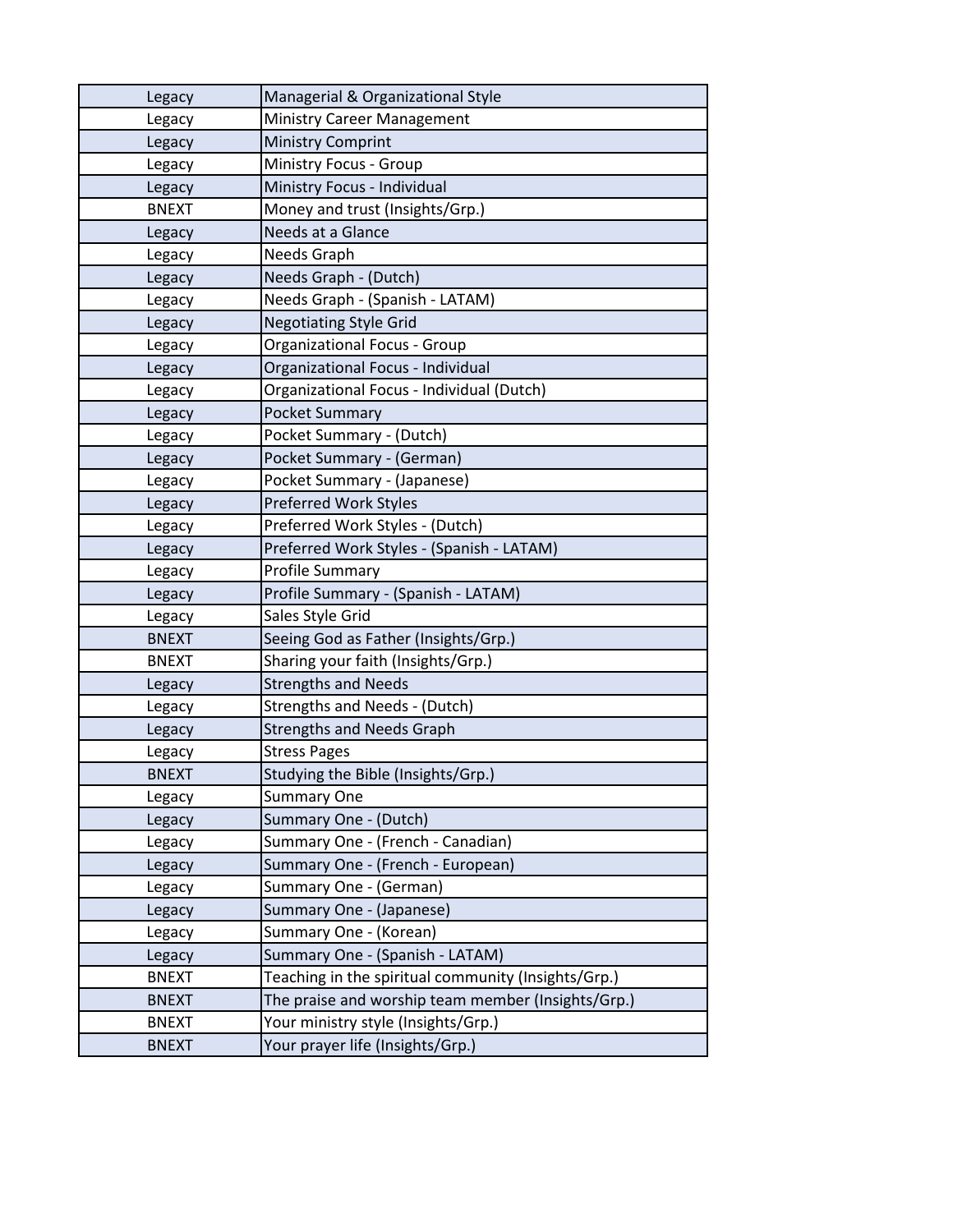| | |
|---|---|
| Legacy | Managerial & Organizational Style |
| Legacy | Ministry Career Management |
| Legacy | Ministry Comprint |
| Legacy | Ministry Focus - Group |
| Legacy | Ministry Focus - Individual |
| BNEXT | Money and trust (Insights/Grp.) |
| Legacy | Needs at a Glance |
| Legacy | Needs Graph |
| Legacy | Needs Graph - (Dutch) |
| Legacy | Needs Graph - (Spanish - LATAM) |
| Legacy | Negotiating Style Grid |
| Legacy | Organizational Focus - Group |
| Legacy | Organizational Focus - Individual |
| Legacy | Organizational Focus - Individual (Dutch) |
| Legacy | Pocket Summary |
| Legacy | Pocket Summary - (Dutch) |
| Legacy | Pocket Summary - (German) |
| Legacy | Pocket Summary - (Japanese) |
| Legacy | Preferred Work Styles |
| Legacy | Preferred Work Styles - (Dutch) |
| Legacy | Preferred Work Styles - (Spanish - LATAM) |
| Legacy | Profile Summary |
| Legacy | Profile Summary - (Spanish - LATAM) |
| Legacy | Sales Style Grid |
| BNEXT | Seeing God as Father (Insights/Grp.) |
| BNEXT | Sharing your faith (Insights/Grp.) |
| Legacy | Strengths and Needs |
| Legacy | Strengths and Needs - (Dutch) |
| Legacy | Strengths and Needs Graph |
| Legacy | Stress Pages |
| BNEXT | Studying the Bible (Insights/Grp.) |
| Legacy | Summary One |
| Legacy | Summary One - (Dutch) |
| Legacy | Summary One - (French - Canadian) |
| Legacy | Summary One - (French - European) |
| Legacy | Summary One - (German) |
| Legacy | Summary One - (Japanese) |
| Legacy | Summary One - (Korean) |
| Legacy | Summary One - (Spanish - LATAM) |
| BNEXT | Teaching in the spiritual community (Insights/Grp.) |
| BNEXT | The praise and worship team member (Insights/Grp.) |
| BNEXT | Your ministry style (Insights/Grp.) |
| BNEXT | Your prayer life (Insights/Grp.) |